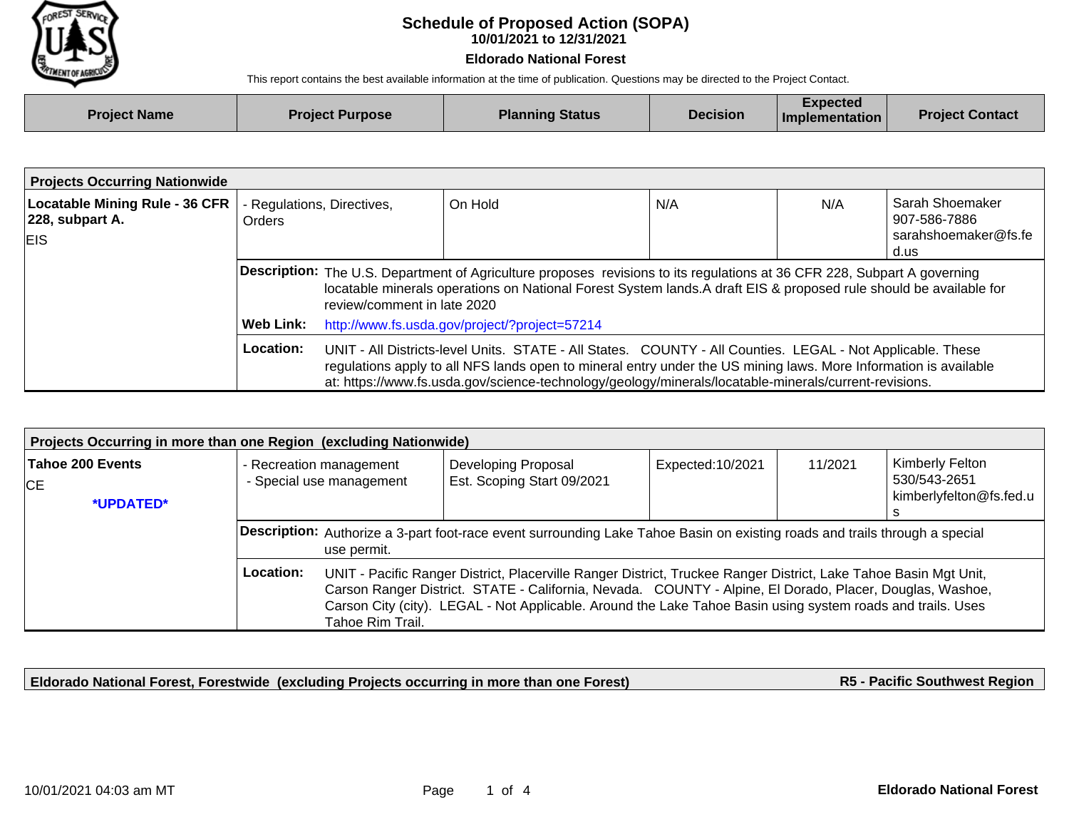# Schedule of Proposed Action (SOPA)

**10/01/2021 to 12/31/2021**

**Eldorado National Forest**

This report contains the best available information at the time of publication. Questions may be directed to the Project Contact.

| Project Name | Project Purpose | Planning Status | Decision | Expected Implementation | Project Contact |
|---|---|---|---|---|---|

## Projects Occurring Nationwide

| Project Name | Project Purpose | Planning Status | Decision | Expected Implementation | Project Contact |
|---|---|---|---|---|---|
| **Locatable Mining Rule - 36 CFR 228, subpart A.** EIS | - Regulations, Directives, Orders | On Hold | N/A | N/A | Sarah Shoemaker 907-586-7886 sarahshoemaker@fs.fed.us |

**Description:** The U.S. Department of Agriculture proposes revisions to its regulations at 36 CFR 228, Subpart A governing locatable minerals operations on National Forest System lands.A draft EIS & proposed rule should be available for review/comment in late 2020

**Web Link:** http://www.fs.usda.gov/project/?project=57214

**Location:** UNIT - All Districts-level Units. STATE - All States. COUNTY - All Counties. LEGAL - Not Applicable. These regulations apply to all NFS lands open to mineral entry under the US mining laws. More Information is available at: https://www.fs.usda.gov/science-technology/geology/minerals/locatable-minerals/current-revisions.

## Projects Occurring in more than one Region (excluding Nationwide)

| Project Name | Project Purpose | Planning Status | Decision | Expected Implementation | Project Contact |
|---|---|---|---|---|---|
| **Tahoe 200 Events** CE ***UPDATED*** | - Recreation management - Special use management | Developing Proposal Est. Scoping Start 09/2021 | Expected:10/2021 | 11/2021 | Kimberly Felton 530/543-2651 kimberlyfelton@fs.fed.us |

**Description:** Authorize a 3-part foot-race event surrounding Lake Tahoe Basin on existing roads and trails through a special use permit.

**Location:** UNIT - Pacific Ranger District, Placerville Ranger District, Truckee Ranger District, Lake Tahoe Basin Mgt Unit, Carson Ranger District. STATE - California, Nevada. COUNTY - Alpine, El Dorado, Placer, Douglas, Washoe, Carson City (city). LEGAL - Not Applicable. Around the Lake Tahoe Basin using system roads and trails. Uses Tahoe Rim Trail.

## Eldorado National Forest, Forestwide (excluding Projects occurring in more than one Forest) — R5 - Pacific Southwest Region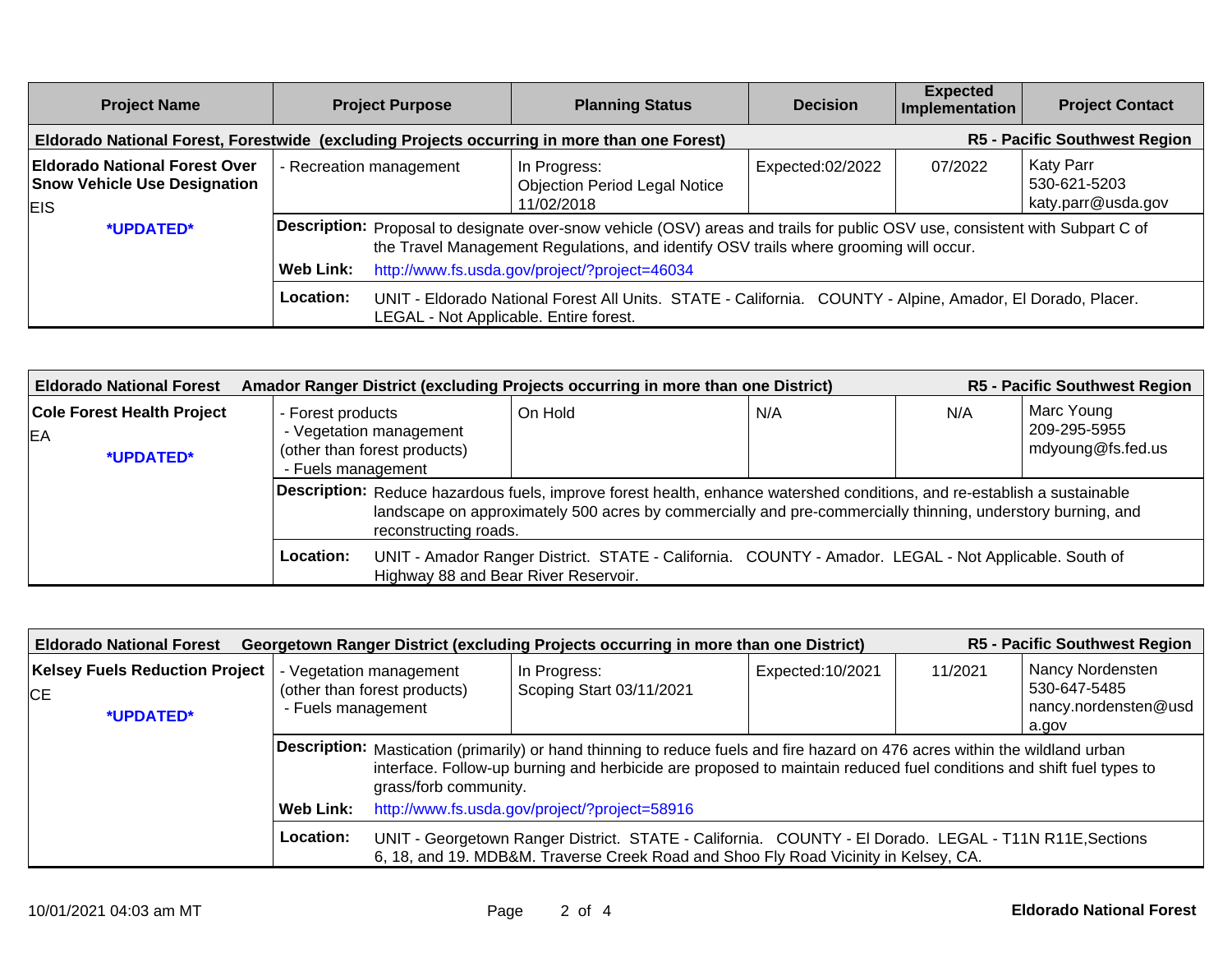| Project Name | Project Purpose | Planning Status | Decision | Expected Implementation | Project Contact |
|---|---|---|---|---|---|
| **Eldorado National Forest, Forestwide (excluding Projects occurring in more than one Forest)** | | | | | **R5 - Pacific Southwest Region** |
| **Eldorado National Forest Over Snow Vehicle Use Designation** EIS **\*UPDATED\*** | - Recreation management | In Progress: Objection Period Legal Notice 11/02/2018 | Expected:02/2022 | 07/2022 | Katy Parr 530-621-5203 katy.parr@usda.gov |
| | **Description:** Proposal to designate over-snow vehicle (OSV) areas and trails for public OSV use, consistent with Subpart C of the Travel Management Regulations, and identify OSV trails where grooming will occur. | | | | |
| | **Web Link:** http://www.fs.usda.gov/project/?project=46034 | | | | |
| | **Location:** UNIT - Eldorado National Forest All Units. STATE - California. COUNTY - Alpine, Amador, El Dorado, Placer. LEGAL - Not Applicable. Entire forest. | | | | |

| Project Name | Project Purpose | Planning Status | Decision | Expected Implementation | Project Contact |
|---|---|---|---|---|---|
| **Eldorado National Forest Amador Ranger District (excluding Projects occurring in more than one District)** | | | | | **R5 - Pacific Southwest Region** |
| **Cole Forest Health Project** EA **\*UPDATED\*** | - Forest products - Vegetation management (other than forest products) - Fuels management | On Hold | N/A | N/A | Marc Young 209-295-5955 mdyoung@fs.fed.us |
| | **Description:** Reduce hazardous fuels, improve forest health, enhance watershed conditions, and re-establish a sustainable landscape on approximately 500 acres by commercially and pre-commercially thinning, understory burning, and reconstructing roads. | | | | |
| | **Location:** UNIT - Amador Ranger District. STATE - California. COUNTY - Amador. LEGAL - Not Applicable. South of Highway 88 and Bear River Reservoir. | | | | |

| Project Name | Project Purpose | Planning Status | Decision | Expected Implementation | Project Contact |
|---|---|---|---|---|---|
| **Eldorado National Forest Georgetown Ranger District (excluding Projects occurring in more than one District)** | | | | | **R5 - Pacific Southwest Region** |
| **Kelsey Fuels Reduction Project** CE **\*UPDATED\*** | - Vegetation management (other than forest products) - Fuels management | In Progress: Scoping Start 03/11/2021 | Expected:10/2021 | 11/2021 | Nancy Nordensten 530-647-5485 nancy.nordensten@usda.gov |
| | **Description:** Mastication (primarily) or hand thinning to reduce fuels and fire hazard on 476 acres within the wildland urban interface. Follow-up burning and herbicide are proposed to maintain reduced fuel conditions and shift fuel types to grass/forb community. | | | | |
| | **Web Link:** http://www.fs.usda.gov/project/?project=58916 | | | | |
| | **Location:** UNIT - Georgetown Ranger District. STATE - California. COUNTY - El Dorado. LEGAL - T11N R11E,Sections 6, 18, and 19. MDB&M. Traverse Creek Road and Shoo Fly Road Vicinity in Kelsey, CA. | | | | |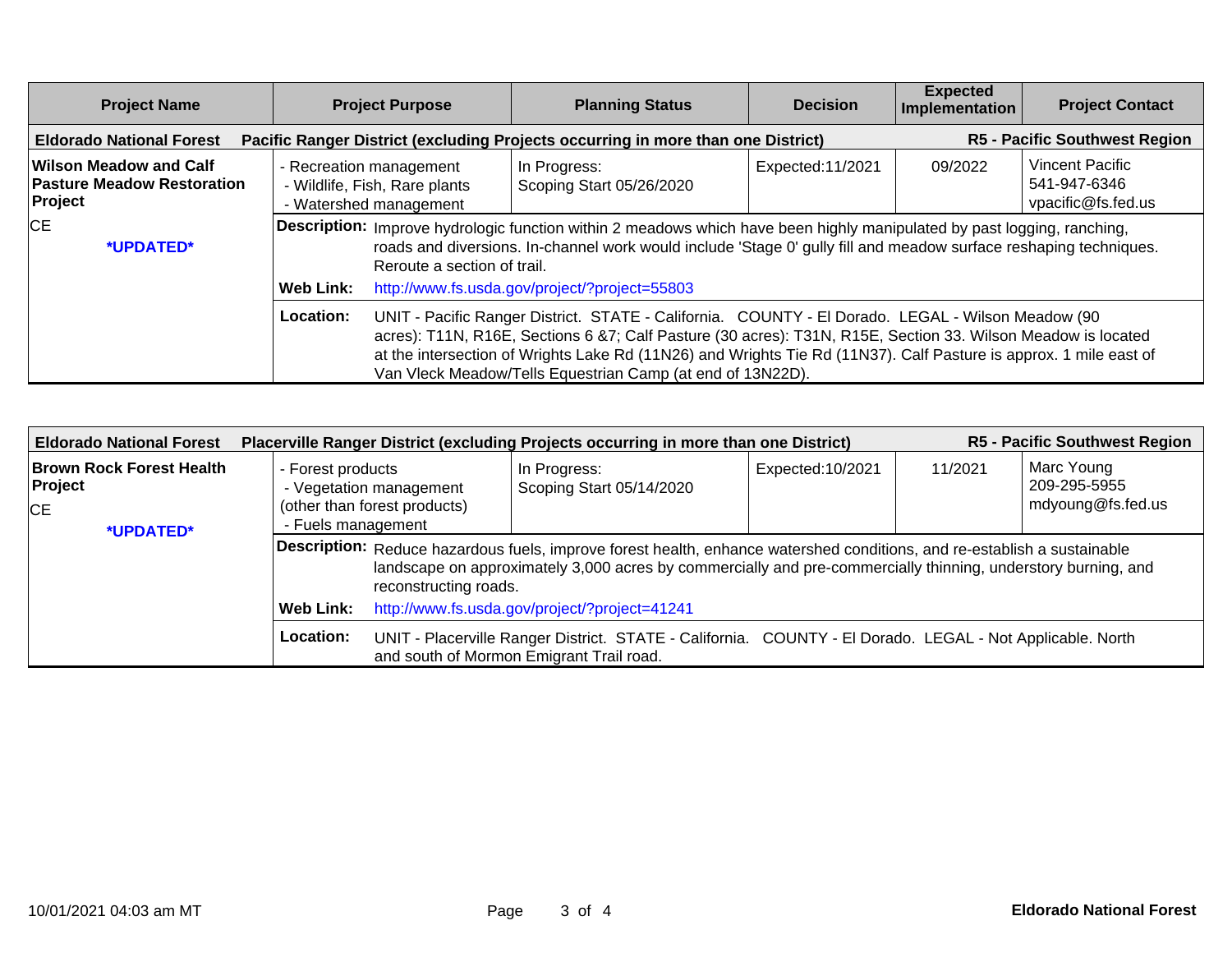| Project Name | Project Purpose | Planning Status | Decision | Expected Implementation | Project Contact |
|---|---|---|---|---|---|
| **Eldorado National Forest** | **Pacific Ranger District (excluding Projects occurring in more than one District)** | | | | **R5 - Pacific Southwest Region** |
| **Wilson Meadow and Calf Pasture Meadow Restoration Project**<br>CE<br>***UPDATED*** | - Recreation management<br>- Wildlife, Fish, Rare plants<br>- Watershed management | In Progress:<br>Scoping Start 05/26/2020 | Expected:11/2021 | 09/2022 | Vincent Pacific<br>541-947-6346<br>vpacific@fs.fed.us |
| | **Description:** Improve hydrologic function within 2 meadows which have been highly manipulated by past logging, ranching, roads and diversions. In-channel work would include 'Stage 0' gully fill and meadow surface reshaping techniques. Reroute a section of trail.<br>**Web Link:** http://www.fs.usda.gov/project/?project=55803 | | | | |
| | **Location:** UNIT - Pacific Ranger District. STATE - California. COUNTY - El Dorado. LEGAL - Wilson Meadow (90 acres): T11N, R16E, Sections 6 &7; Calf Pasture (30 acres): T31N, R15E, Section 33. Wilson Meadow is located at the intersection of Wrights Lake Rd (11N26) and Wrights Tie Rd (11N37). Calf Pasture is approx. 1 mile east of Van Vleck Meadow/Tells Equestrian Camp (at end of 13N22D). | | | | |
| **Eldorado National Forest** | **Placerville Ranger District (excluding Projects occurring in more than one District)** | | | | **R5 - Pacific Southwest Region** |
| **Brown Rock Forest Health Project**<br>CE<br>***UPDATED*** | - Forest products<br>- Vegetation management (other than forest products)<br>- Fuels management | In Progress:<br>Scoping Start 05/14/2020 | Expected:10/2021 | 11/2021 | Marc Young<br>209-295-5955<br>mdyoung@fs.fed.us |
| | **Description:** Reduce hazardous fuels, improve forest health, enhance watershed conditions, and re-establish a sustainable landscape on approximately 3,000 acres by commercially and pre-commercially thinning, understory burning, and reconstructing roads.<br>**Web Link:** http://www.fs.usda.gov/project/?project=41241 | | | | |
| | **Location:** UNIT - Placerville Ranger District. STATE - California. COUNTY - El Dorado. LEGAL - Not Applicable. North and south of Mormon Emigrant Trail road. | | | | |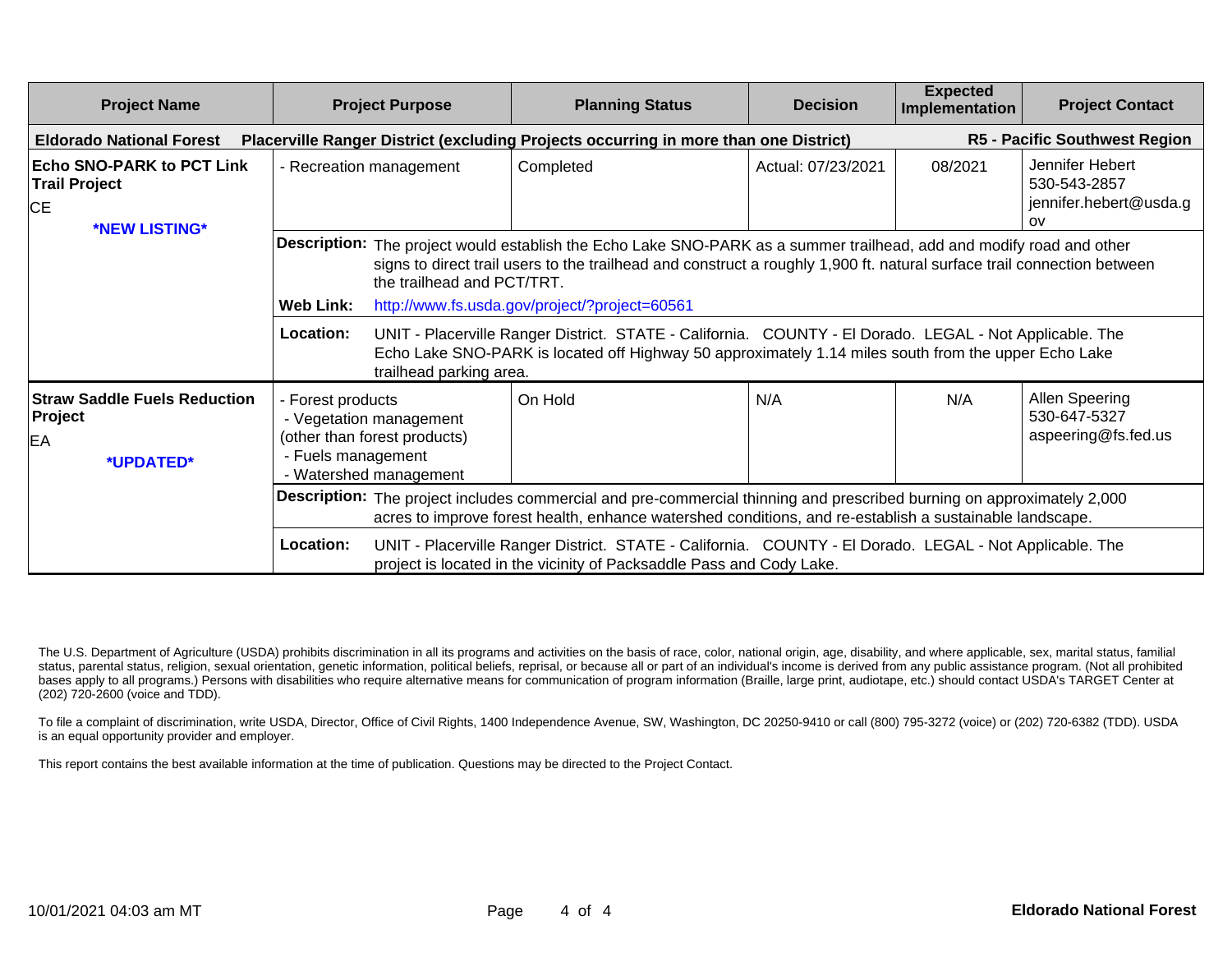| Project Name | Project Purpose | Planning Status | Decision | Expected Implementation | Project Contact |
|---|---|---|---|---|---|
| **Eldorado National Forest** | **Placerville Ranger District (excluding Projects occurring in more than one District)** | | | | **R5 - Pacific Southwest Region** |
| **Echo SNO-PARK to PCT Link Trail Project**<br>CE<br>**\*NEW LISTING\*** | - Recreation management | Completed | Actual: 07/23/2021 | 08/2021 | Jennifer Hebert<br>530-543-2857<br>jennifer.hebert@usda.gov |
| | **Description:** The project would establish the Echo Lake SNO-PARK as a summer trailhead, add and modify road and other signs to direct trail users to the trailhead and construct a roughly 1,900 ft. natural surface trail connection between the trailhead and PCT/TRT.<br>**Web Link:** http://www.fs.usda.gov/project/?project=60561 | | | | |
| | **Location:** UNIT - Placerville Ranger District. STATE - California. COUNTY - El Dorado. LEGAL - Not Applicable. The Echo Lake SNO-PARK is located off Highway 50 approximately 1.14 miles south from the upper Echo Lake trailhead parking area. | | | | |
| **Straw Saddle Fuels Reduction Project**<br>EA<br>**\*UPDATED\*** | - Forest products<br>- Vegetation management (other than forest products)<br>- Fuels management<br>- Watershed management | On Hold | N/A | N/A | Allen Speering<br>530-647-5327<br>aspeering@fs.fed.us |
| | **Description:** The project includes commercial and pre-commercial thinning and prescribed burning on approximately 2,000 acres to improve forest health, enhance watershed conditions, and re-establish a sustainable landscape. | | | | |
| | **Location:** UNIT - Placerville Ranger District. STATE - California. COUNTY - El Dorado. LEGAL - Not Applicable. The project is located in the vicinity of Packsaddle Pass and Cody Lake. | | | | |

The U.S. Department of Agriculture (USDA) prohibits discrimination in all its programs and activities on the basis of race, color, national origin, age, disability, and where applicable, sex, marital status, familial status, parental status, religion, sexual orientation, genetic information, political beliefs, reprisal, or because all or part of an individual's income is derived from any public assistance program. (Not all prohibited bases apply to all programs.) Persons with disabilities who require alternative means for communication of program information (Braille, large print, audiotape, etc.) should contact USDA's TARGET Center at (202) 720-2600 (voice and TDD).

To file a complaint of discrimination, write USDA, Director, Office of Civil Rights, 1400 Independence Avenue, SW, Washington, DC 20250-9410 or call (800) 795-3272 (voice) or (202) 720-6382 (TDD). USDA is an equal opportunity provider and employer.

This report contains the best available information at the time of publication. Questions may be directed to the Project Contact.